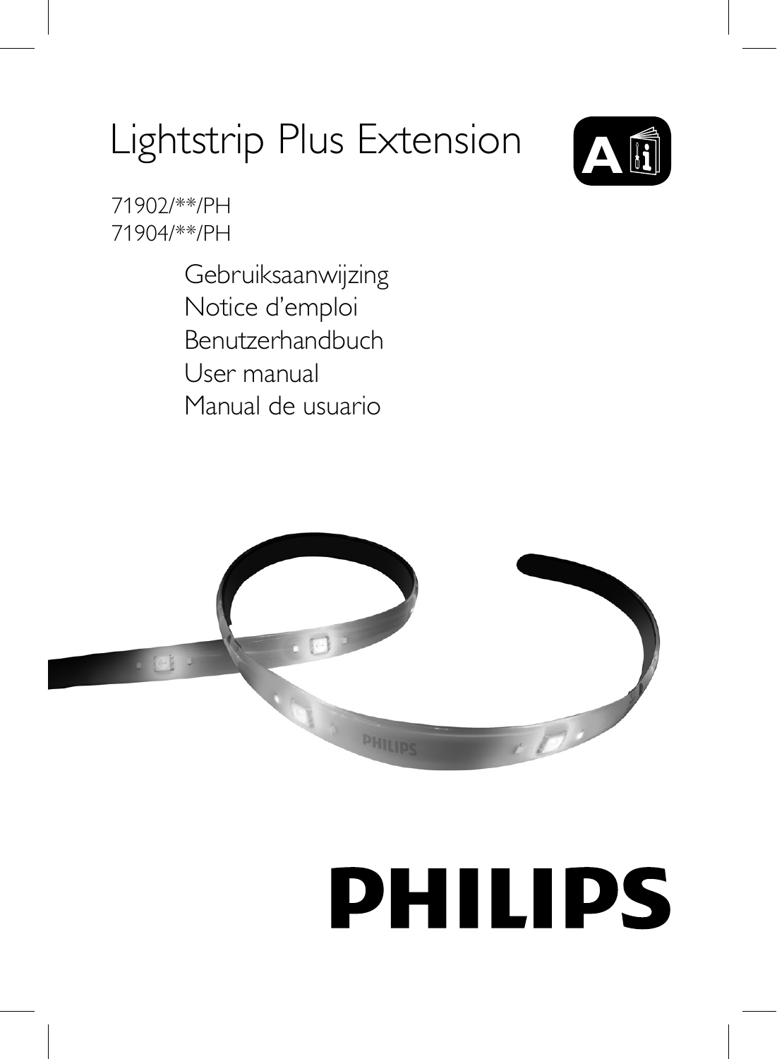# Lightstrip Plus Extension

71902/**/PH
71904/**/PH

Gebruiksaanwijzing
Notice d'emploi
Benutzerhandbuch
User manual
Manual de usuario

PHILIPS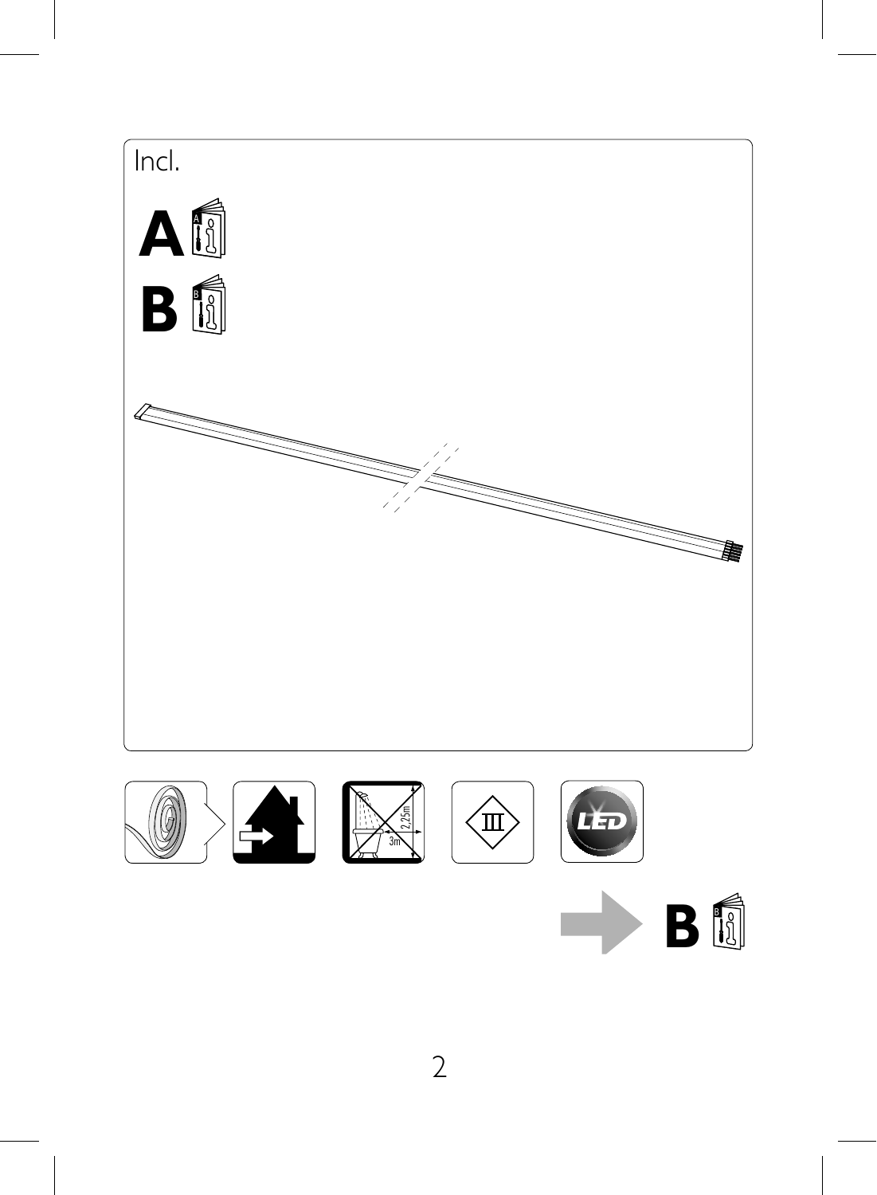Incl.

A

B

2,25m

3m

III

LED

B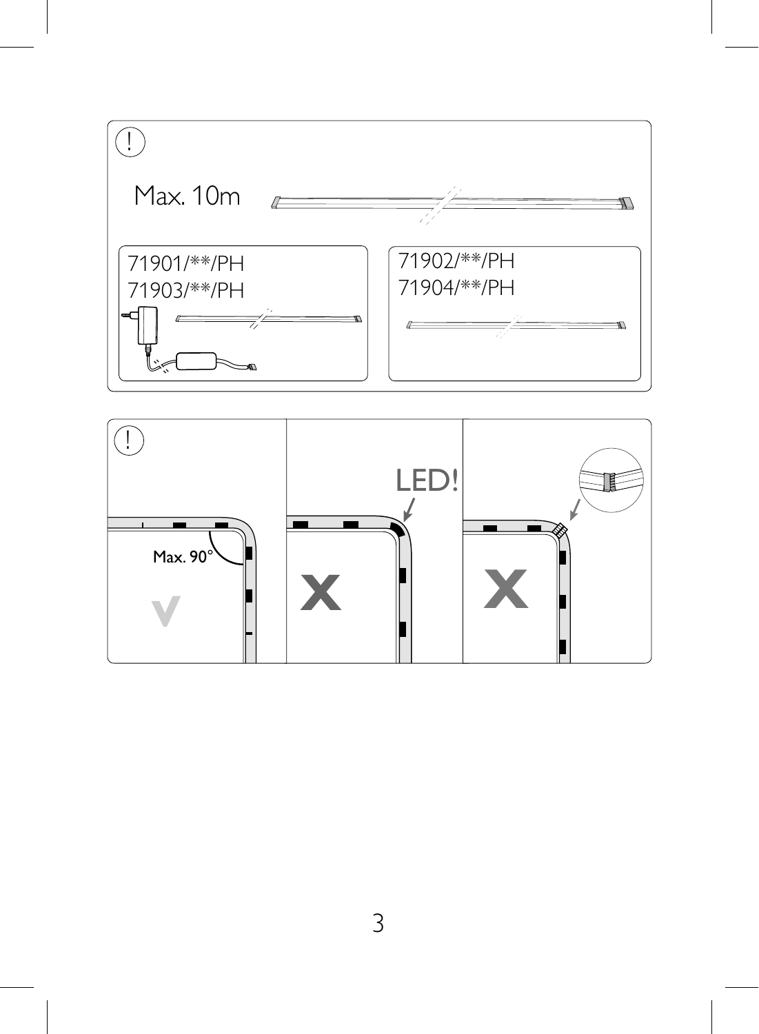!

Max. 10m

71901/**/PH
71903/**/PH

71902/**/PH
71904/**/PH

!

Max. 90°

LED!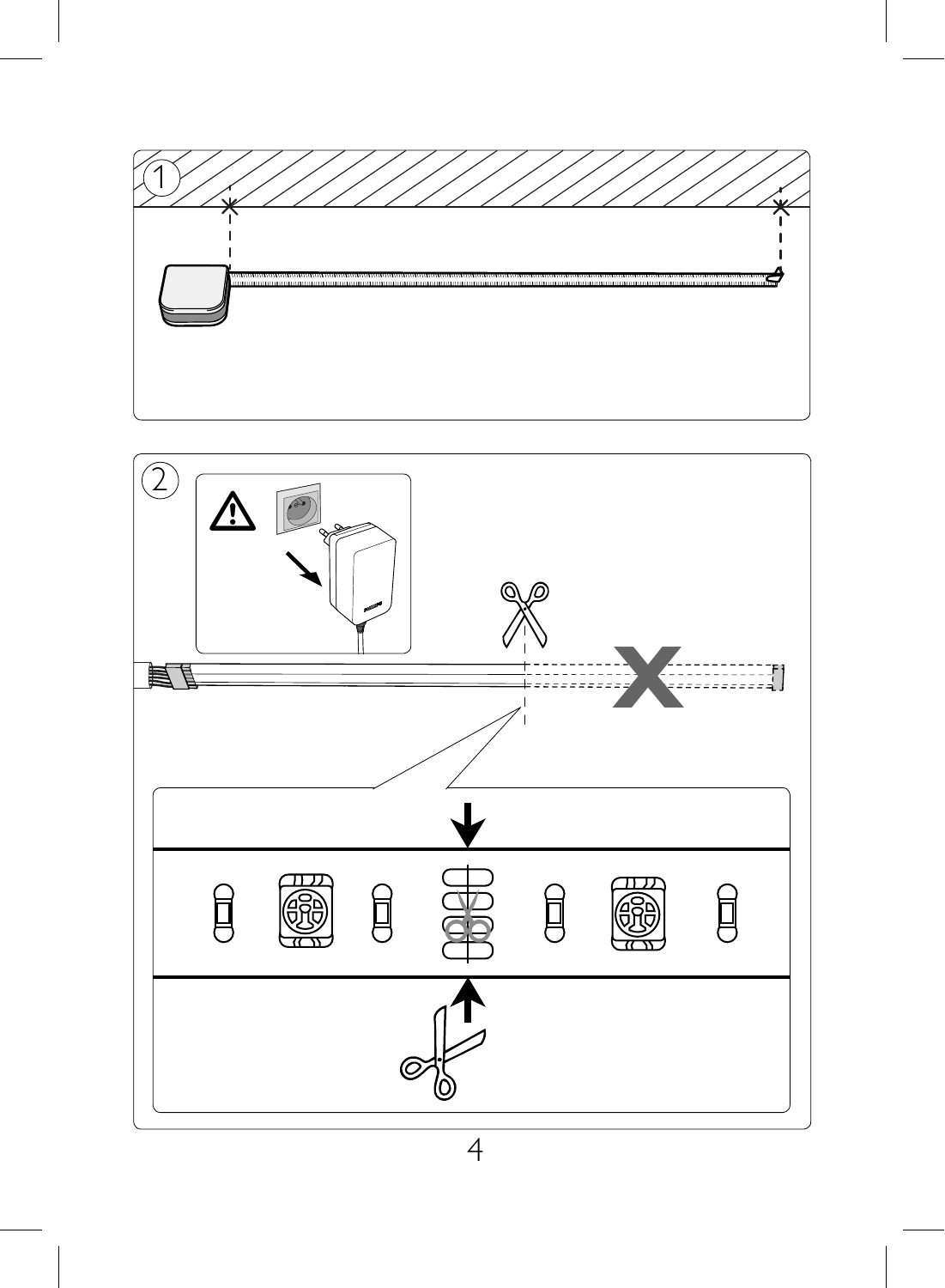1

2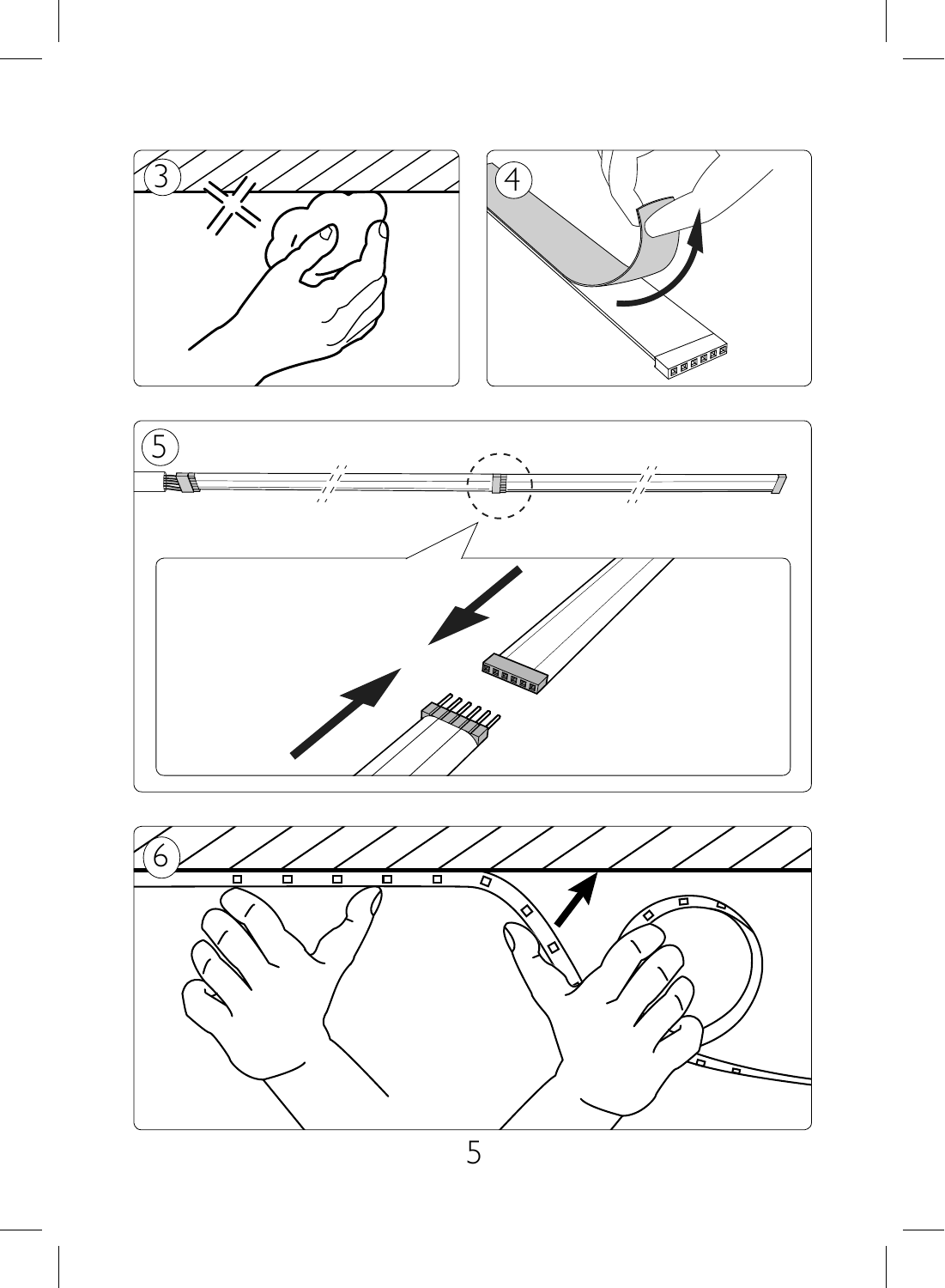3

4

5

6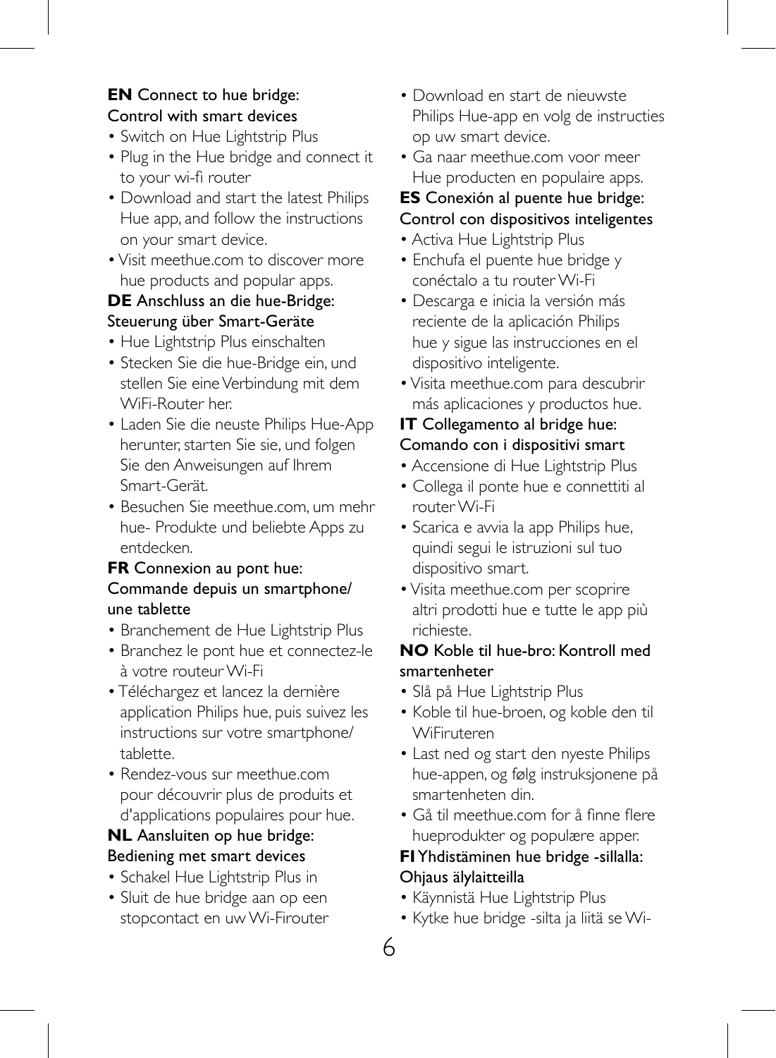**EN** Connect to hue bridge: Control with smart devices

- Switch on Hue Lightstrip Plus
- Plug in the Hue bridge and connect it to your wi-fi router
- Download and start the latest Philips Hue app, and follow the instructions on your smart device.
- Visit meethue.com to discover more hue products and popular apps.

**DE** Anschluss an die hue-Bridge: Steuerung über Smart-Geräte

- Hue Lightstrip Plus einschalten
- Stecken Sie die hue-Bridge ein, und stellen Sie eine Verbindung mit dem WiFi-Router her.
- Laden Sie die neuste Philips Hue-App herunter, starten Sie sie, und folgen Sie den Anweisungen auf Ihrem Smart-Gerät.
- Besuchen Sie meethue.com, um mehr hue- Produkte und beliebte Apps zu entdecken.

**FR** Connexion au pont hue: Commande depuis un smartphone/ une tablette

- Branchement de Hue Lightstrip Plus
- Branchez le pont hue et connectez-le à votre routeur Wi-Fi
- Téléchargez et lancez la dernière application Philips hue, puis suivez les instructions sur votre smartphone/ tablette.
- Rendez-vous sur meethue.com pour découvrir plus de produits et d'applications populaires pour hue.

**NL** Aansluiten op hue bridge: Bediening met smart devices

- Schakel Hue Lightstrip Plus in
- Sluit de hue bridge aan op een stopcontact en uw Wi-Firouter
- Download en start de nieuwste Philips Hue-app en volg de instructies op uw smart device.
- Ga naar meethue.com voor meer Hue producten en populaire apps.

**ES** Conexión al puente hue bridge: Control con dispositivos inteligentes

- Activa Hue Lightstrip Plus
- Enchufa el puente hue bridge y conéctalo a tu router Wi-Fi
- Descarga e inicia la versión más reciente de la aplicación Philips hue y sigue las instrucciones en el dispositivo inteligente.
- Visita meethue.com para descubrir más aplicaciones y productos hue.

**IT** Collegamento al bridge hue: Comando con i dispositivi smart

- Accensione di Hue Lightstrip Plus
- Collega il ponte hue e connettiti al router Wi-Fi
- Scarica e avvia la app Philips hue, quindi segui le istruzioni sul tuo dispositivo smart.
- Visita meethue.com per scoprire altri prodotti hue e tutte le app più richieste.

**NO** Koble til hue-bro: Kontroll med smartenheter

- Slå på Hue Lightstrip Plus
- Koble til hue-broen, og koble den til WiFiruteren
- Last ned og start den nyeste Philips hue-appen, og følg instruksjonene på smartenheten din.
- Gå til meethue.com for å finne flere hueprodukter og populære apper.

**FI** Yhdistäminen hue bridge -sillalla: Ohjaus älylaitteilla

- Käynnistä Hue Lightstrip Plus
- Kytke hue bridge -silta ja liitä se Wi-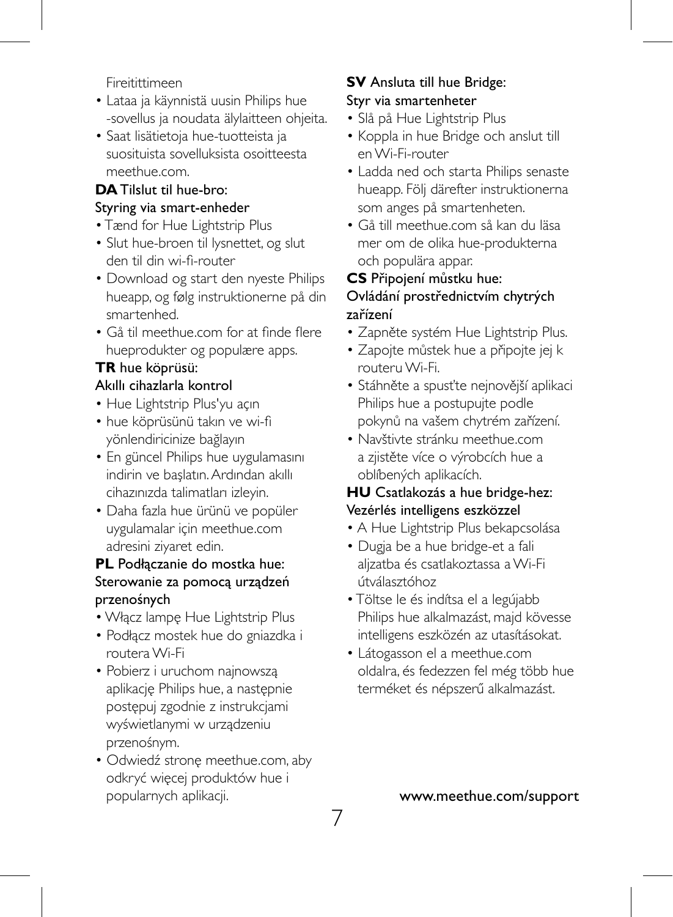Fireitittimeen

- Lataa ja käynnistä uusin Philips hue -sovellus ja noudata älylaitteen ohjeita.
- Saat lisätietoja hue-tuotteista ja suosituista sovelluksista osoitteesta meethue.com.

**DA** Tilslut til hue-bro:
Styring via smart-enheder

- Tænd for Hue Lightstrip Plus
- Slut hue-broen til lysnettet, og slut den til din wi-fi-router
- Download og start den nyeste Philips hueapp, og følg instruktionerne på din smartenhed.
- Gå til meethue.com for at finde flere hueprodukter og populære apps.

**TR** hue köprüsü:
Akıllı cihazlarla kontrol

- Hue Lightstrip Plus'yu açın
- hue köprüsünü takın ve wi-fi yönlendiricinize bağlayın
- En güncel Philips hue uygulamasını indirin ve başlatın. Ardından akıllı cihazınızda talimatları izleyin.
- Daha fazla hue ürünü ve popüler uygulamalar için meethue.com adresini ziyaret edin.

**PL** Podłączanie do mostka hue:
Sterowanie za pomocą urządzeń przenośnych

- Włącz lampę Hue Lightstrip Plus
- Podłącz mostek hue do gniazdka i routera Wi-Fi
- Pobierz i uruchom najnowszą aplikację Philips hue, a następnie postępuj zgodnie z instrukcjami wyświetlanymi w urządzeniu przenośnym.
- Odwiedź stronę meethue.com, aby odkryć więcej produktów hue i popularnych aplikacji.

**SV** Ansluta till hue Bridge:
Styr via smartenheter

- Slå på Hue Lightstrip Plus
- Koppla in hue Bridge och anslut till en Wi-Fi-router
- Ladda ned och starta Philips senaste hueapp. Följ därefter instruktionerna som anges på smartenheten.
- Gå till meethue.com så kan du läsa mer om de olika hue-produkterna och populära appar.

**CS** Připojení můstku hue:
Ovládání prostřednictvím chytrých zařízení

- Zapněte systém Hue Lightstrip Plus.
- Zapojte můstek hue a připojte jej k routeru Wi-Fi.
- Stáhněte a spusťte nejnovější aplikaci Philips hue a postupujte podle pokynů na vašem chytrém zařízení.
- Navštivte stránku meethue.com a zjistěte více o výrobcích hue a oblíbených aplikacích.

**HU** Csatlakozás a hue bridge-hez:
Vezérlés intelligens eszközzel

- A Hue Lightstrip Plus bekapcsolása
- Dugja be a hue bridge-et a fali aljzatba és csatlakoztassa a Wi-Fi útválasztóhoz
- Töltse le és indítsa el a legújabb Philips hue alkalmazást, majd kövesse intelligens eszközén az utasításokat.
- Látogasson el a meethue.com oldalra, és fedezzen fel még több hue terméket és népszerű alkalmazást.

www.meethue.com/support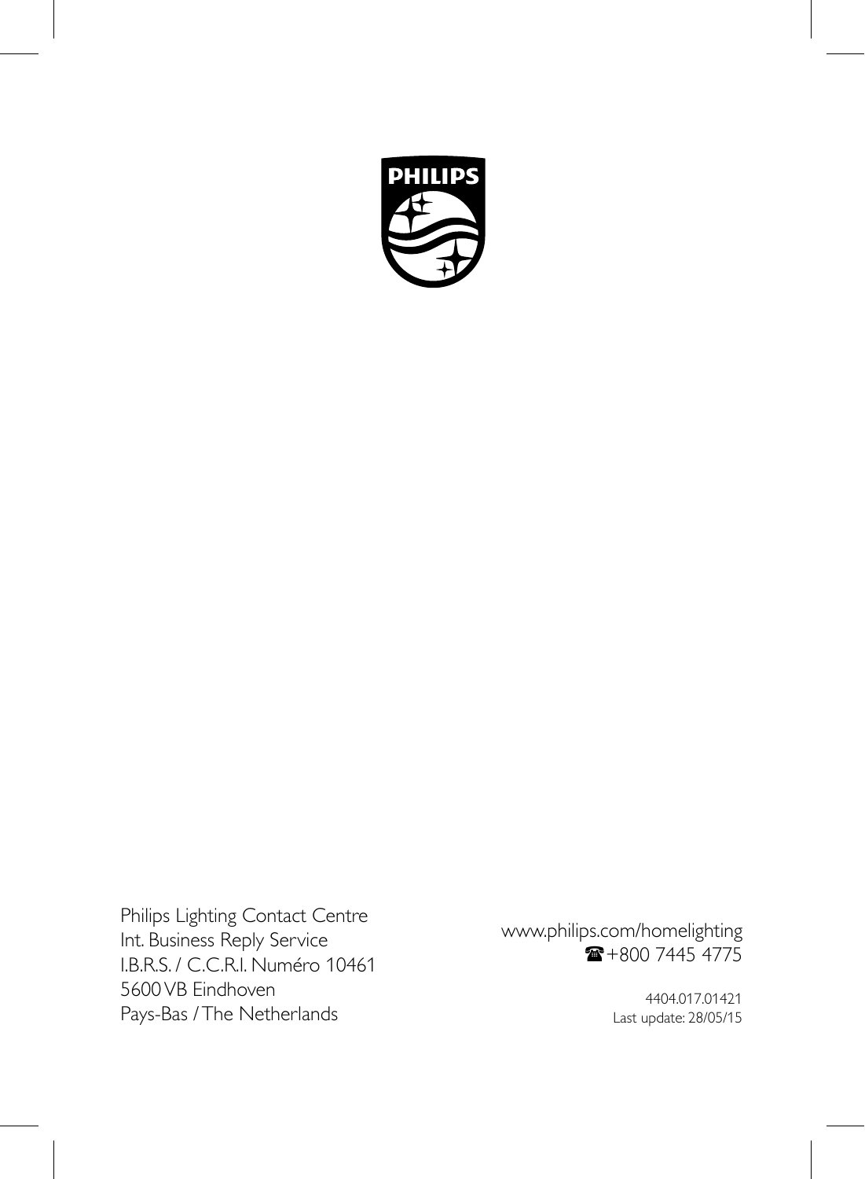PHILIPS

Philips Lighting Contact Centre
Int. Business Reply Service
I.B.R.S. / C.C.R.I. Numéro 10461
5600 VB Eindhoven
Pays-Bas / The Netherlands

www.philips.com/homelighting
☎ +800 7445 4775

4404.017.01421
Last update: 28/05/15